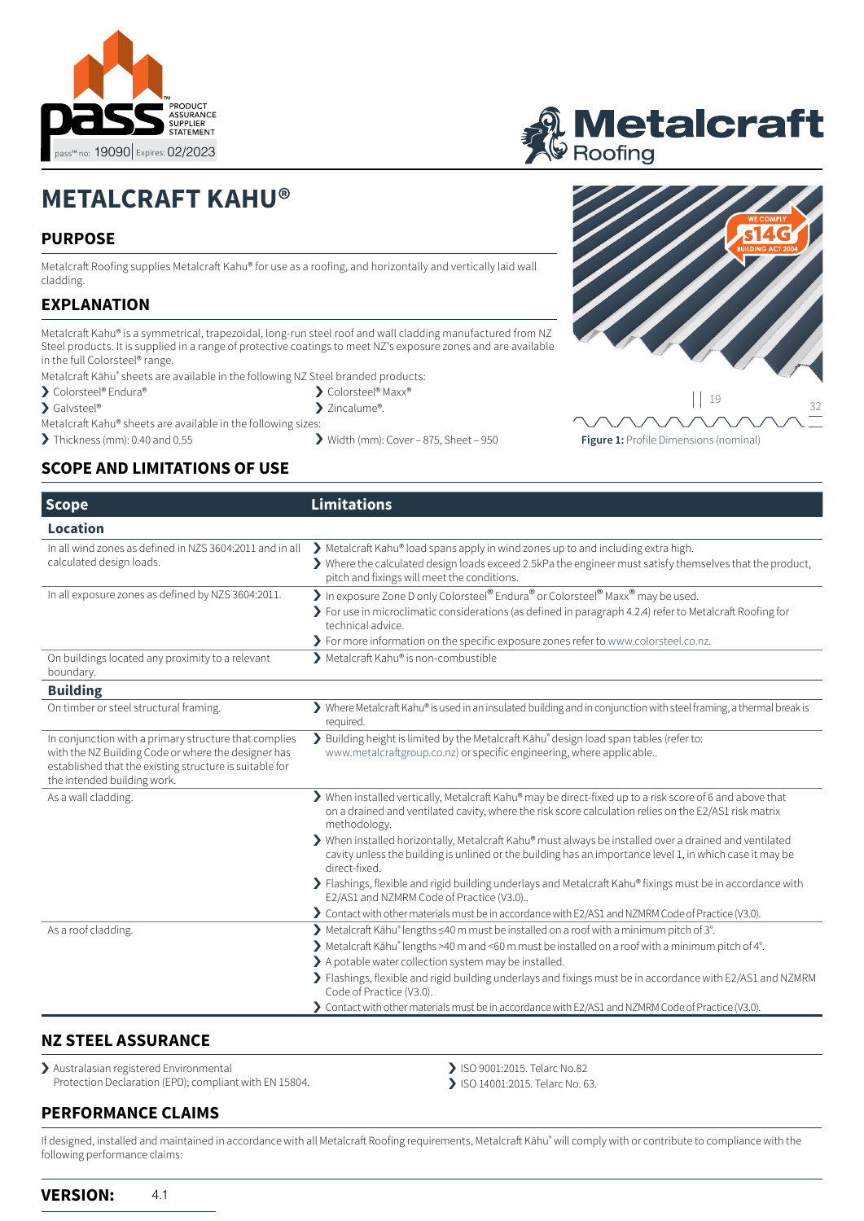PRODUCT ASSURANCE SUPPLIER STATEMENT

pass™ no: 19090 | Expires: 02/2023

Metalcraft Roofing

# METALCRAFT KAHU®

## PURPOSE

Metalcraft Roofing supplies Metalcraft Kahu® for use as a roofing, and horizontally and vertically laid wall cladding.

## EXPLANATION

Metalcraft Kahu® is a symmetrical, trapezoidal, long-run steel roof and wall cladding manufactured from NZ Steel products. It is supplied in a range of protective coatings to meet NZ's exposure zones and are available in the full Colorsteel® range.

Metalcraft Kāhu® sheets are available in the following NZ Steel branded products:

- Colorsteel® Endura®
- Colorsteel® Maxx®
- Galvsteel®
- Zincalume®.

Metalcraft Kahu® sheets are available in the following sizes:

- Thickness (mm): 0.40 and 0.55
- Width (mm): Cover – 875, Sheet – 950

WE COMPLY s14G BUILDING ACT 2004

19

32

**Figure 1:** Profile Dimensions (nominal)

## SCOPE AND LIMITATIONS OF USE

| Scope | Limitations |
|---|---|
| **Location** | |
| In all wind zones as defined in NZS 3604:2011 and in all calculated design loads. | Metalcraft Kahu® load spans apply in wind zones up to and including extra high.<br>Where the calculated design loads exceed 2.5kPa the engineer must satisfy themselves that the product, pitch and fixings will meet the conditions. |
| In all exposure zones as defined by NZS 3604:2011. | In exposure Zone D only Colorsteel® Endura® or Colorsteel® Maxx® may be used.<br>For use in microclimatic considerations (as defined in paragraph 4.2.4) refer to Metalcraft Roofing for technical advice.<br>For more information on the specific exposure zones refer to www.colorsteel.co.nz. |
| On buildings located any proximity to a relevant boundary. | Metalcraft Kahu® is non-combustible |
| **Building** | |
| On timber or steel structural framing. | Where Metalcraft Kahu® is used in an insulated building and in conjunction with steel framing, a thermal break is required. |
| In conjunction with a primary structure that complies with the NZ Building Code or where the designer has established that the existing structure is suitable for the intended building work. | Building height is limited by the Metalcraft Kāhu® design load span tables (refer to: www.metalcraftgroup.co.nz) or specific engineering, where applicable.. |
| As a wall cladding. | When installed vertically, Metalcraft Kahu® may be direct-fixed up to a risk score of 6 and above that on a drained and ventilated cavity, where the risk score calculation relies on the E2/AS1 risk matrix methodology.<br>When installed horizontally, Metalcraft Kahu® must always be installed over a drained and ventilated cavity unless the building is unlined or the building has an importance level 1, in which case it may be direct-fixed.<br>Flashings, flexible and rigid building underlays and Metalcraft Kahu® fixings must be in accordance with E2/AS1 and NZMRM Code of Practice (V3.0)..<br>Contact with other materials must be in accordance with E2/AS1 and NZMRM Code of Practice (V3.0). |
| As a roof cladding. | Metalcraft Kāhu® lengths ≤40 m must be installed on a roof with a minimum pitch of 3°.<br>Metalcraft Kāhu® lengths >40 m and <60 m must be installed on a roof with a minimum pitch of 4°.<br>A potable water collection system may be installed.<br>Flashings, flexible and rigid building underlays and fixings must be in accordance with E2/AS1 and NZMRM Code of Practice (V3.0).<br>Contact with other materials must be in accordance with E2/AS1 and NZMRM Code of Practice (V3.0). |

## NZ STEEL ASSURANCE

- Australasian registered Environmental Protection Declaration (EPD); compliant with EN 15804.
- ISO 9001:2015. Telarc No.82
- ISO 14001:2015. Telarc No. 63.

## PERFORMANCE CLAIMS

If designed, installed and maintained in accordance with all Metalcraft Roofing requirements, Metalcraft Kāhu® will comply with or contribute to compliance with the following performance claims:

**VERSION:** 4.1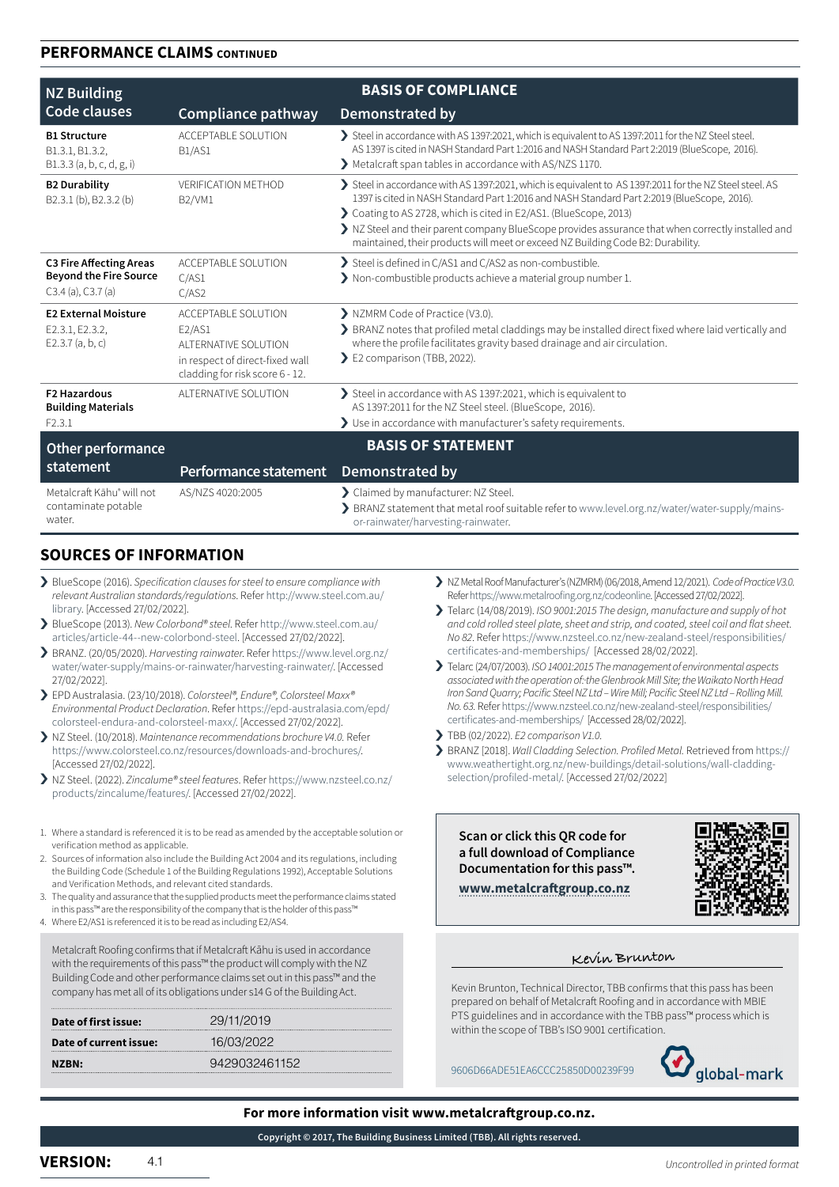## PERFORMANCE CLAIMS CONTINUED

| NZ Building Code clauses | BASIS OF COMPLIANCE Compliance pathway | Demonstrated by |
|---|---|---|
| **B1 Structure** B1.3.1, B1.3.2, B1.3.3 (a, b, c, d, g, i) | ACCEPTABLE SOLUTION B1/AS1 | ❯ Steel in accordance with AS 1397:2021, which is equivalent to AS 1397:2011 for the NZ Steel steel. AS 1397 is cited in NASH Standard Part 1:2016 and NASH Standard Part 2:2019 (BlueScope, 2016). ❯ Metalcraft span tables in accordance with AS/NZS 1170. |
| **B2 Durability** B2.3.1 (b), B2.3.2 (b) | VERIFICATION METHOD B2/VM1 | ❯ Steel in accordance with AS 1397:2021, which is equivalent to AS 1397:2011 for the NZ Steel steel. AS 1397 is cited in NASH Standard Part 1:2016 and NASH Standard Part 2:2019 (BlueScope, 2016). ❯ Coating to AS 2728, which is cited in E2/AS1. (BlueScope, 2013) ❯ NZ Steel and their parent company BlueScope provides assurance that when correctly installed and maintained, their products will meet or exceed NZ Building Code B2: Durability. |
| **C3 Fire Affecting Areas Beyond the Fire Source** C3.4 (a), C3.7 (a) | ACCEPTABLE SOLUTION C/AS1 C/AS2 | ❯ Steel is defined in C/AS1 and C/AS2 as non-combustible. ❯ Non-combustible products achieve a material group number 1. |
| **E2 External Moisture** E2.3.1, E2.3.2, E2.3.7 (a, b, c) | ACCEPTABLE SOLUTION E2/AS1 ALTERNATIVE SOLUTION in respect of direct-fixed wall cladding for risk score 6 - 12. | ❯ NZMRM Code of Practice (V3.0). ❯ BRANZ notes that profiled metal claddings may be installed direct fixed where laid vertically and where the profile facilitates gravity based drainage and air circulation. ❯ E2 comparison (TBB, 2022). |
| **F2 Hazardous Building Materials** F2.3.1 | ALTERNATIVE SOLUTION | ❯ Steel in accordance with AS 1397:2021, which is equivalent to AS 1397:2011 for the NZ Steel steel. (BlueScope, 2016). ❯ Use in accordance with manufacturer's safety requirements. |
| **Other performance statement** | **BASIS OF STATEMENT Performance statement** | **Demonstrated by** |
| Metalcraft Kāhu® will not contaminate potable water. | AS/NZS 4020:2005 | ❯ Claimed by manufacturer: NZ Steel. ❯ BRANZ statement that metal roof suitable refer to www.level.org.nz/water/water-supply/mains-or-rainwater/harvesting-rainwater. |

## SOURCES OF INFORMATION

- BlueScope (2016). *Specification clauses for steel to ensure compliance with relevant Australian standards/regulations.* Refer http://www.steel.com.au/library. [Accessed 27/02/2022].
- BlueScope (2013). *New Colorbond® steel.* Refer http://www.steel.com.au/articles/article-44--new-colorbond-steel. [Accessed 27/02/2022].
- BRANZ. (20/05/2020). *Harvesting rainwater.* Refer https://www.level.org.nz/water/water-supply/mains-or-rainwater/harvesting-rainwater/. [Accessed 27/02/2022].
- EPD Australasia. (23/10/2018). *Colorsteel®, Endure®, Colorsteel Maxx® Environmental Product Declaration.* Refer https://epd-australasia.com/epd/colorsteel-endura-and-colorsteel-maxx/. [Accessed 27/02/2022].
- NZ Steel. (10/2018). *Maintenance recommendations brochure V4.0.* Refer https://www.colorsteel.co.nz/resources/downloads-and-brochures/. [Accessed 27/02/2022].
- NZ Steel. (2022). *Zincalume® steel features.* Refer https://www.nzsteel.co.nz/products/zincalume/features/. [Accessed 27/02/2022].
- NZ Metal Roof Manufacturer's (NZMRM) (06/2018, Amend 12/2021). *Code of Practice V3.0.* Refer https://www.metalroofing.org.nz/codeonline. [Accessed 27/02/2022].
- Telarc (14/08/2019). *ISO 9001:2015 The design, manufacture and supply of hot and cold rolled steel plate, sheet and strip, and coated, steel coil and flat sheet. No 82.* Refer https://www.nzsteel.co.nz/new-zealand-steel/responsibilities/certificates-and-memberships/ [Accessed 28/02/2022].
- Telarc (24/07/2003). *ISO 14001:2015 The management of environmental aspects associated with the operation of: the Glenbrook Mill Site; the Waikato North Head Iron Sand Quarry; Pacific Steel NZ Ltd – Wire Mill; Pacific Steel NZ Ltd – Rolling Mill. No. 63.* Refer https://www.nzsteel.co.nz/new-zealand-steel/responsibilities/certificates-and-memberships/ [Accessed 28/02/2022].
- TBB (02/2022). *E2 comparison V1.0.*
- BRANZ [2018]. *Wall Cladding Selection. Profiled Metal.* Retrieved from https://www.weathertight.org.nz/new-buildings/detail-solutions/wall-cladding-selection/profiled-metal/. [Accessed 27/02/2022]

1. Where a standard is referenced it is to be read as amended by the acceptable solution or verification method as applicable.
2. Sources of information also include the Building Act 2004 and its regulations, including the Building Code (Schedule 1 of the Building Regulations 1992), Acceptable Solutions and Verification Methods, and relevant cited standards.
3. The quality and assurance that the supplied products meet the performance claims stated in this pass™ are the responsibility of the company that is the holder of this pass™
4. Where E2/AS1 is referenced it is to be read as including E2/AS4.

Metalcraft Roofing confirms that if Metalcraft Kāhu is used in accordance with the requirements of this pass™ the product will comply with the NZ Building Code and other performance claims set out in this pass™ and the company has met all of its obligations under s14 G of the Building Act.

| | |
|---|---|
| **Date of first issue:** | 29/11/2019 |
| **Date of current issue:** | 16/03/2022 |
| **NZBN:** | 9429032461152 |

**Scan or click this QR code for a full download of Compliance Documentation for this pass™.**
**www.metalcraftgroup.co.nz**

Kevin Brunton

Kevin Brunton, Technical Director, TBB confirms that this pass has been prepared on behalf of Metalcraft Roofing and in accordance with MBIE PTS guidelines and in accordance with the TBB pass™ process which is within the scope of TBB's ISO 9001 certification.

9606D66ADE51EA6CCC25850D00239F99

global-mark

**For more information visit www.metalcraftgroup.co.nz.**

Copyright © 2017, The Building Business Limited (TBB). All rights reserved.

**VERSION:** 4.1

*Uncontrolled in printed format*